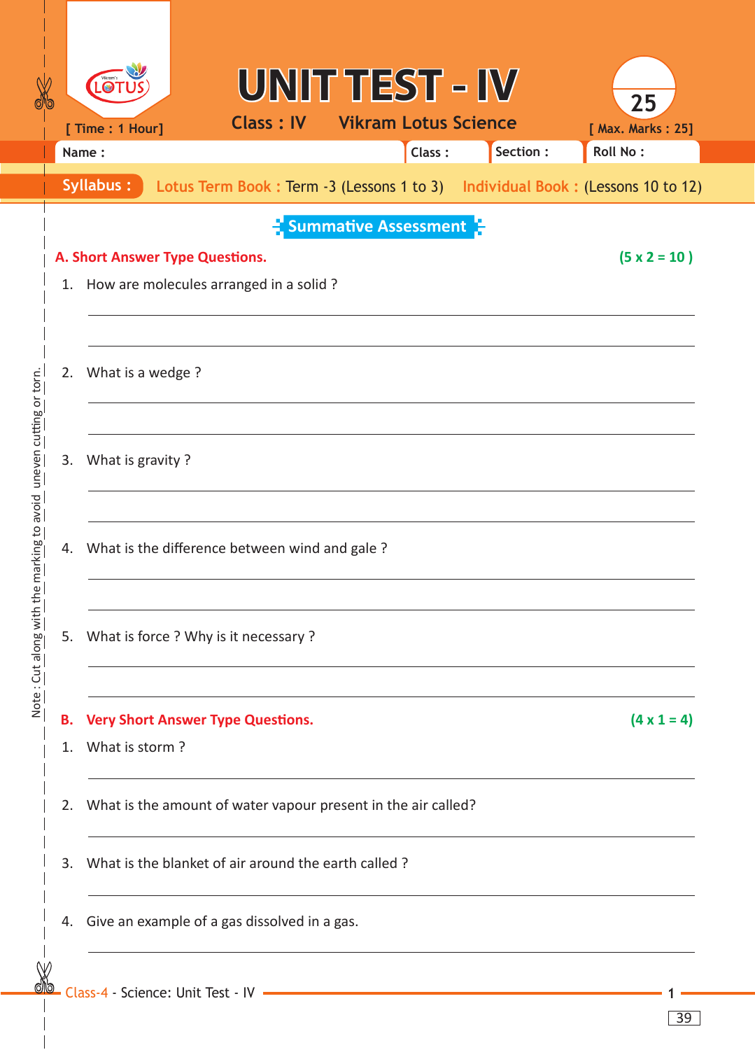# UNIT TEST - IV

**Class : IV** **Vikram Lotus Science**

[ Time : 1 Hour] [ Max. Marks : 25]

Name : Class : Section : Roll No :

**Syllabus :** Lotus Term Book : Term -3 (Lessons 1 to 3) Individual Book : (Lessons 10 to 12)

## Summative Assessment

### A. Short Answer Type Questions. (5 x 2 = 10 )

1. How are molecules arranged in a solid ?

2. What is a wedge ?

3. What is gravity ?

4. What is the difference between wind and gale ?

5. What is force ? Why is it necessary ?

### B. Very Short Answer Type Questions. (4 x 1 = 4)

1. What is storm ?

2. What is the amount of water vapour present in the air called?

3. What is the blanket of air around the earth called ?

4. Give an example of a gas dissolved in a gas.

Note : Cut along with the marking to avoid uneven cutting or torn.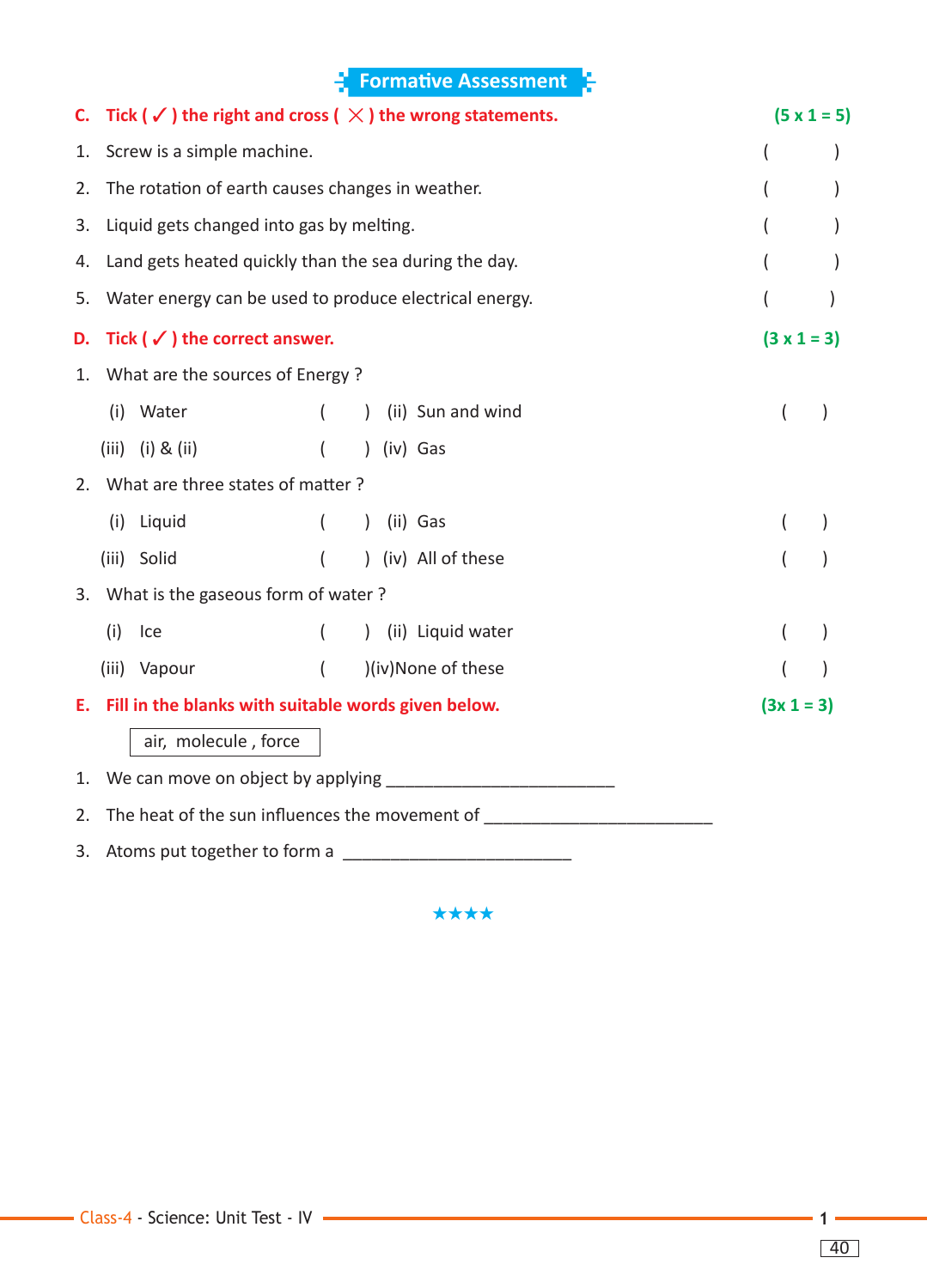## Formative Assessment

**C. Tick ( ✓ ) the right and cross ( ✕ ) the wrong statements.** **(5 x 1 = 5)**

1. Screw is a simple machine. (     )
2. The rotation of earth causes changes in weather. (     )
3. Liquid gets changed into gas by melting. (     )
4. Land gets heated quickly than the sea during the day. (     )
5. Water energy can be used to produce electrical energy. (     )

**D. Tick ( ✓ ) the correct answer.** **(3 x 1 = 3)**

1. What are the sources of Energy ?

   (i) Water (   ) (ii) Sun and wind (   )

   (iii) (i) & (ii) (   ) (iv) Gas

2. What are three states of matter ?

   (i) Liquid (   ) (ii) Gas (   )

   (iii) Solid (   ) (iv) All of these (   )

3. What is the gaseous form of water ?

   (i) Ice (   ) (ii) Liquid water (   )

   (iii) Vapour (   )(iv)None of these (   )

**E. Fill in the blanks with suitable words given below.** **(3x 1 = 3)**

air, molecule , force

1. We can move on object by applying ________________________
2. The heat of the sun influences the movement of ________________________
3. Atoms put together to form a ________________________

★★★★